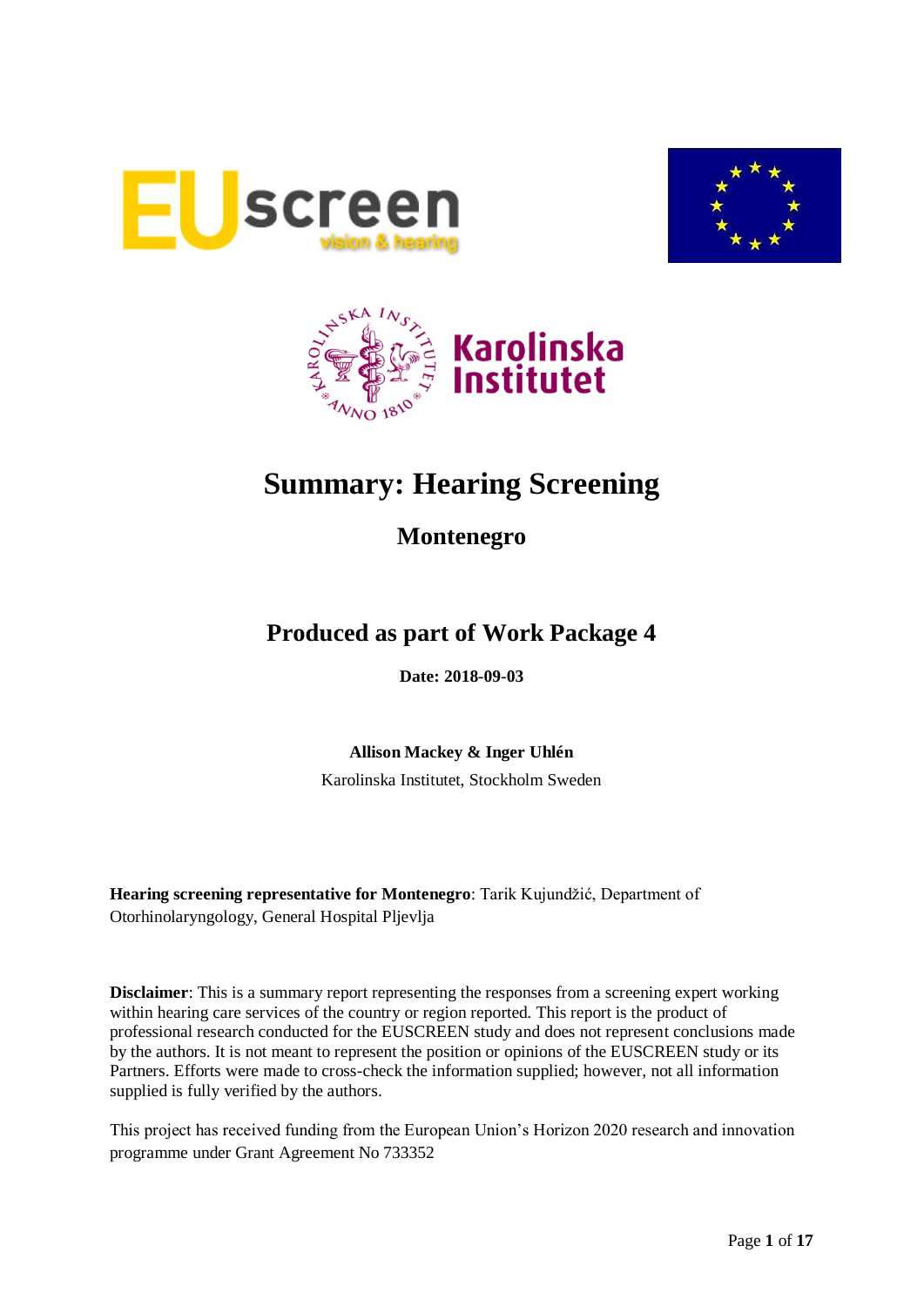# Summary: Hearing Screening

## Montenegro

## Produced as part of Work Package 4

**Date: 2018-09-03**

**Allison Mackey & Inger Uhlén**

Karolinska Institutet, Stockholm Sweden

**Hearing screening representative for Montenegro**: Tarik Kujundžić, Department of Otorhinolaryngology, General Hospital Pljevlja

**Disclaimer**: This is a summary report representing the responses from a screening expert working within hearing care services of the country or region reported. This report is the product of professional research conducted for the EUSCREEN study and does not represent conclusions made by the authors. It is not meant to represent the position or opinions of the EUSCREEN study or its Partners. Efforts were made to cross-check the information supplied; however, not all information supplied is fully verified by the authors.

This project has received funding from the European Union's Horizon 2020 research and innovation programme under Grant Agreement No 733352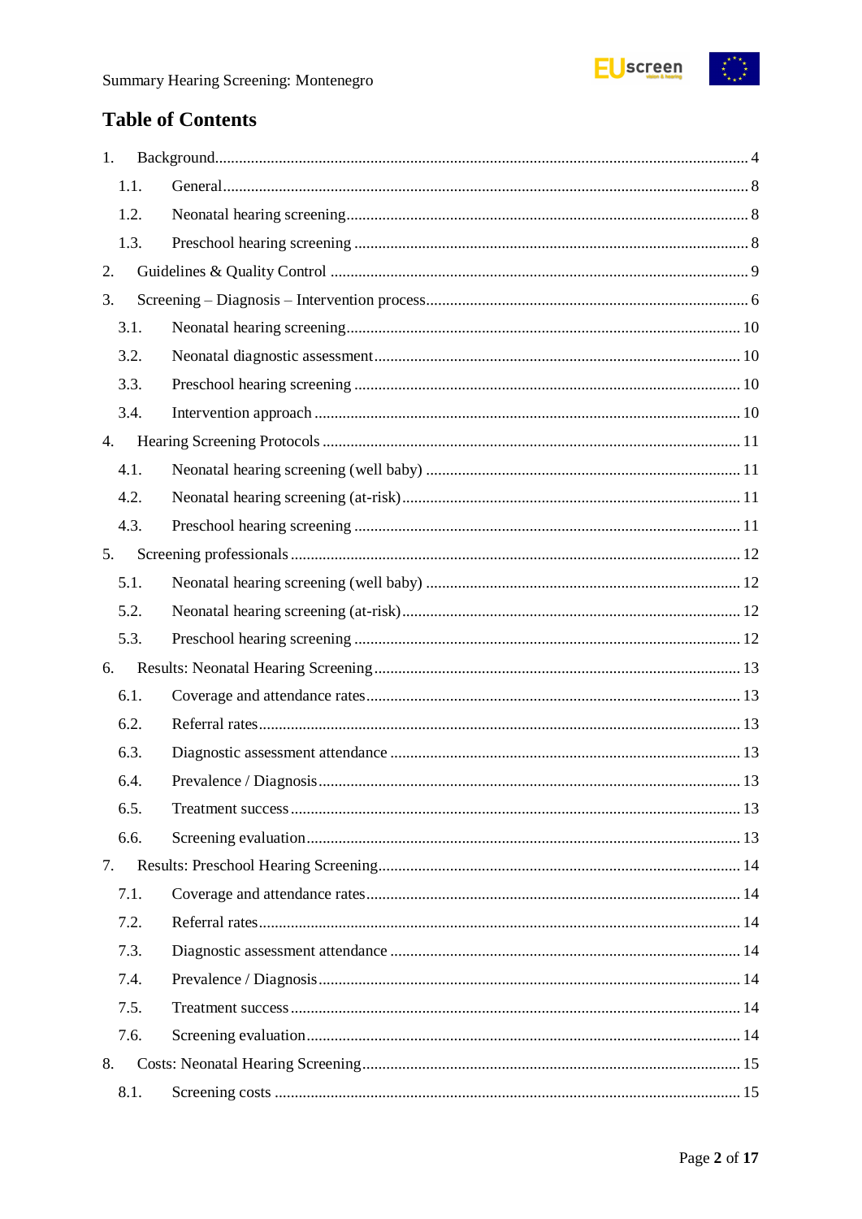# Table of Contents

1. Background ... 4
   - 1.1. General ... 8
   - 1.2. Neonatal hearing screening ... 8
   - 1.3. Preschool hearing screening ... 8
2. Guidelines & Quality Control ... 9
3. Screening – Diagnosis – Intervention process ... 6
   - 3.1. Neonatal hearing screening ... 10
   - 3.2. Neonatal diagnostic assessment ... 10
   - 3.3. Preschool hearing screening ... 10
   - 3.4. Intervention approach ... 10
4. Hearing Screening Protocols ... 11
   - 4.1. Neonatal hearing screening (well baby) ... 11
   - 4.2. Neonatal hearing screening (at-risk) ... 11
   - 4.3. Preschool hearing screening ... 11
5. Screening professionals ... 12
   - 5.1. Neonatal hearing screening (well baby) ... 12
   - 5.2. Neonatal hearing screening (at-risk) ... 12
   - 5.3. Preschool hearing screening ... 12
6. Results: Neonatal Hearing Screening ... 13
   - 6.1. Coverage and attendance rates ... 13
   - 6.2. Referral rates ... 13
   - 6.3. Diagnostic assessment attendance ... 13
   - 6.4. Prevalence / Diagnosis ... 13
   - 6.5. Treatment success ... 13
   - 6.6. Screening evaluation ... 13
7. Results: Preschool Hearing Screening ... 14
   - 7.1. Coverage and attendance rates ... 14
   - 7.2. Referral rates ... 14
   - 7.3. Diagnostic assessment attendance ... 14
   - 7.4. Prevalence / Diagnosis ... 14
   - 7.5. Treatment success ... 14
   - 7.6. Screening evaluation ... 14
8. Costs: Neonatal Hearing Screening ... 15
   - 8.1. Screening costs ... 15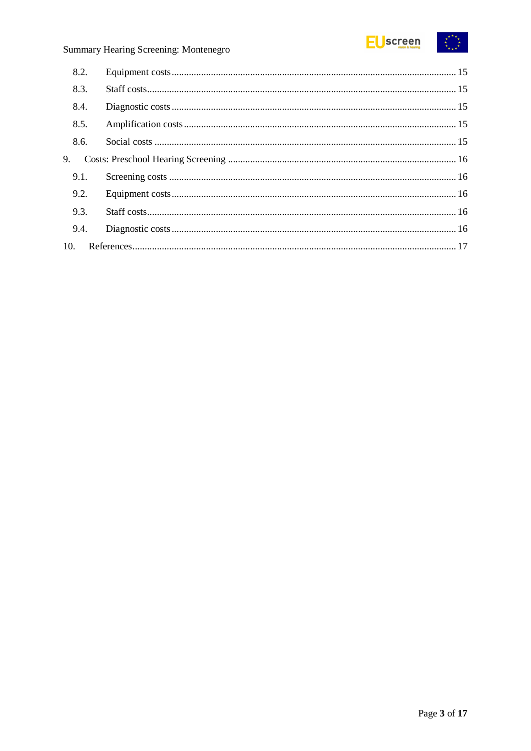8.2. Equipment costs ........ 15
8.3. Staff costs ........ 15
8.4. Diagnostic costs ........ 15
8.5. Amplification costs ........ 15
8.6. Social costs ........ 15
9. Costs: Preschool Hearing Screening ........ 16
9.1. Screening costs ........ 16
9.2. Equipment costs ........ 16
9.3. Staff costs ........ 16
9.4. Diagnostic costs ........ 16
10. References ........ 17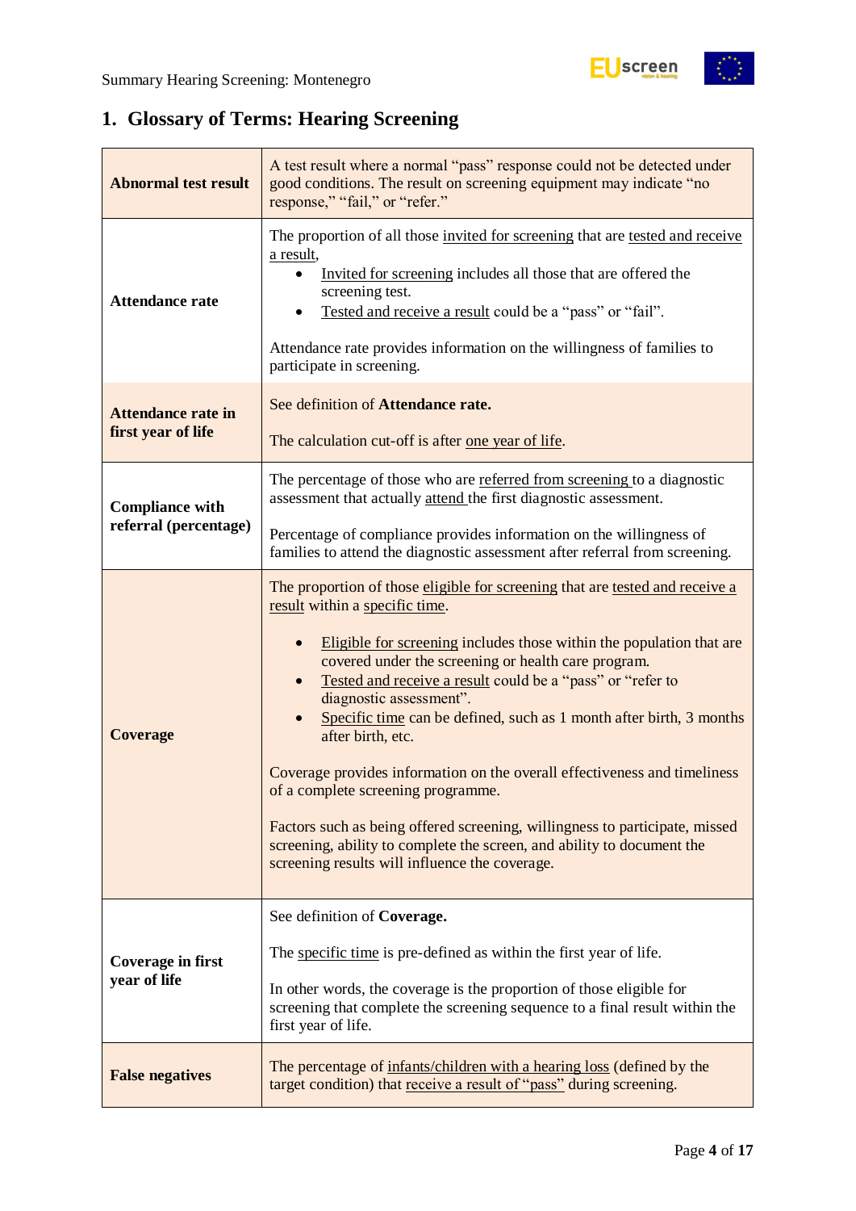## 1. Glossary of Terms: Hearing Screening

| | |
|---|---|
| **Abnormal test result** | A test result where a normal "pass" response could not be detected under good conditions. The result on screening equipment may indicate "no response," "fail," or "refer." |
| **Attendance rate** | The proportion of all those invited for screening that are tested and receive a result,<br>• Invited for screening includes all those that are offered the screening test.<br>• Tested and receive a result could be a "pass" or "fail".<br><br>Attendance rate provides information on the willingness of families to participate in screening. |
| **Attendance rate in first year of life** | See definition of **Attendance rate.**<br><br>The calculation cut-off is after one year of life. |
| **Compliance with referral (percentage)** | The percentage of those who are referred from screening to a diagnostic assessment that actually attend the first diagnostic assessment.<br><br>Percentage of compliance provides information on the willingness of families to attend the diagnostic assessment after referral from screening. |
| **Coverage** | The proportion of those eligible for screening that are tested and receive a result within a specific time.<br><br>• Eligible for screening includes those within the population that are covered under the screening or health care program.<br>• Tested and receive a result could be a "pass" or "refer to diagnostic assessment".<br>• Specific time can be defined, such as 1 month after birth, 3 months after birth, etc.<br><br>Coverage provides information on the overall effectiveness and timeliness of a complete screening programme.<br><br>Factors such as being offered screening, willingness to participate, missed screening, ability to complete the screen, and ability to document the screening results will influence the coverage. |
| **Coverage in first year of life** | See definition of **Coverage.**<br><br>The specific time is pre-defined as within the first year of life.<br><br>In other words, the coverage is the proportion of those eligible for screening that complete the screening sequence to a final result within the first year of life. |
| **False negatives** | The percentage of infants/children with a hearing loss (defined by the target condition) that receive a result of "pass" during screening. |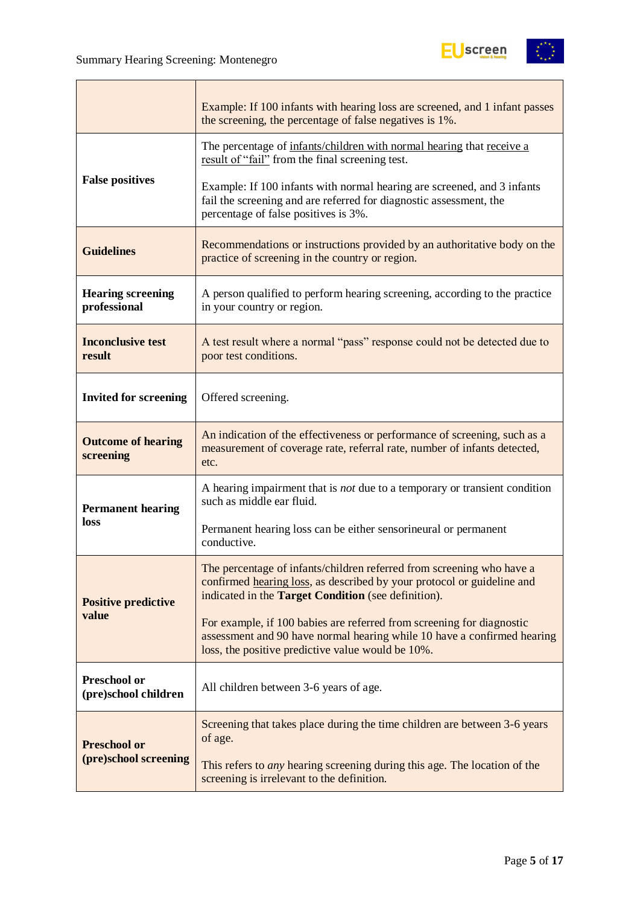| | |
|---|---|
| | Example: If 100 infants with hearing loss are screened, and 1 infant passes the screening, the percentage of false negatives is 1%. |
| **False positives** | The percentage of infants/children with normal hearing that receive a result of "fail" from the final screening test.<br><br>Example: If 100 infants with normal hearing are screened, and 3 infants fail the screening and are referred for diagnostic assessment, the percentage of false positives is 3%. |
| **Guidelines** | Recommendations or instructions provided by an authoritative body on the practice of screening in the country or region. |
| **Hearing screening professional** | A person qualified to perform hearing screening, according to the practice in your country or region. |
| **Inconclusive test result** | A test result where a normal "pass" response could not be detected due to poor test conditions. |
| **Invited for screening** | Offered screening. |
| **Outcome of hearing screening** | An indication of the effectiveness or performance of screening, such as a measurement of coverage rate, referral rate, number of infants detected, etc. |
| **Permanent hearing loss** | A hearing impairment that is *not* due to a temporary or transient condition such as middle ear fluid.<br><br>Permanent hearing loss can be either sensorineural or permanent conductive. |
| **Positive predictive value** | The percentage of infants/children referred from screening who have a confirmed hearing loss, as described by your protocol or guideline and indicated in the **Target Condition** (see definition).<br><br>For example, if 100 babies are referred from screening for diagnostic assessment and 90 have normal hearing while 10 have a confirmed hearing loss, the positive predictive value would be 10%. |
| **Preschool or (pre)school children** | All children between 3-6 years of age. |
| **Preschool or (pre)school screening** | Screening that takes place during the time children are between 3-6 years of age.<br><br>This refers to *any* hearing screening during this age. The location of the screening is irrelevant to the definition. |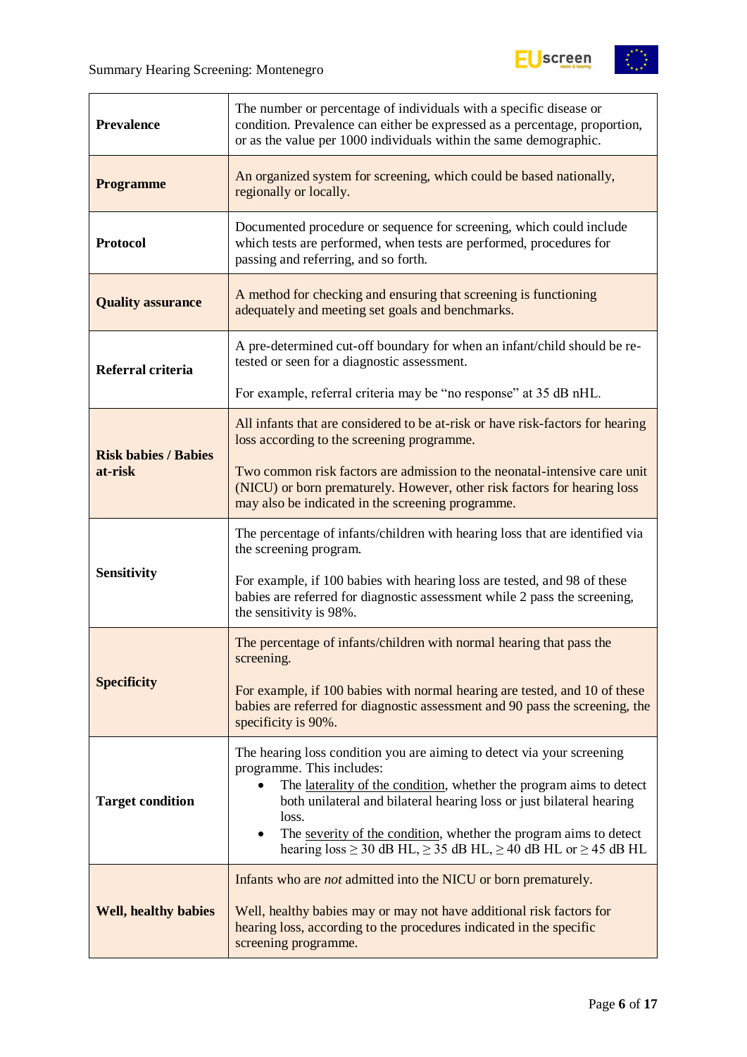| | |
|---|---|
| **Prevalence** | The number or percentage of individuals with a specific disease or condition. Prevalence can either be expressed as a percentage, proportion, or as the value per 1000 individuals within the same demographic. |
| **Programme** | An organized system for screening, which could be based nationally, regionally or locally. |
| **Protocol** | Documented procedure or sequence for screening, which could include which tests are performed, when tests are performed, procedures for passing and referring, and so forth. |
| **Quality assurance** | A method for checking and ensuring that screening is functioning adequately and meeting set goals and benchmarks. |
| **Referral criteria** | A pre-determined cut-off boundary for when an infant/child should be re-tested or seen for a diagnostic assessment.<br><br>For example, referral criteria may be “no response” at 35 dB nHL. |
| **Risk babies / Babies at-risk** | All infants that are considered to be at-risk or have risk-factors for hearing loss according to the screening programme.<br><br>Two common risk factors are admission to the neonatal-intensive care unit (NICU) or born prematurely. However, other risk factors for hearing loss may also be indicated in the screening programme. |
| **Sensitivity** | The percentage of infants/children with hearing loss that are identified via the screening program.<br><br>For example, if 100 babies with hearing loss are tested, and 98 of these babies are referred for diagnostic assessment while 2 pass the screening, the sensitivity is 98%. |
| **Specificity** | The percentage of infants/children with normal hearing that pass the screening.<br><br>For example, if 100 babies with normal hearing are tested, and 10 of these babies are referred for diagnostic assessment and 90 pass the screening, the specificity is 90%. |
| **Target condition** | The hearing loss condition you are aiming to detect via your screening programme. This includes:<br>• The laterality of the condition, whether the program aims to detect both unilateral and bilateral hearing loss or just bilateral hearing loss.<br>• The severity of the condition, whether the program aims to detect hearing loss ≥ 30 dB HL, ≥ 35 dB HL, ≥ 40 dB HL or ≥ 45 dB HL |
| **Well, healthy babies** | Infants who are *not* admitted into the NICU or born prematurely.<br><br>Well, healthy babies may or may not have additional risk factors for hearing loss, according to the procedures indicated in the specific screening programme. |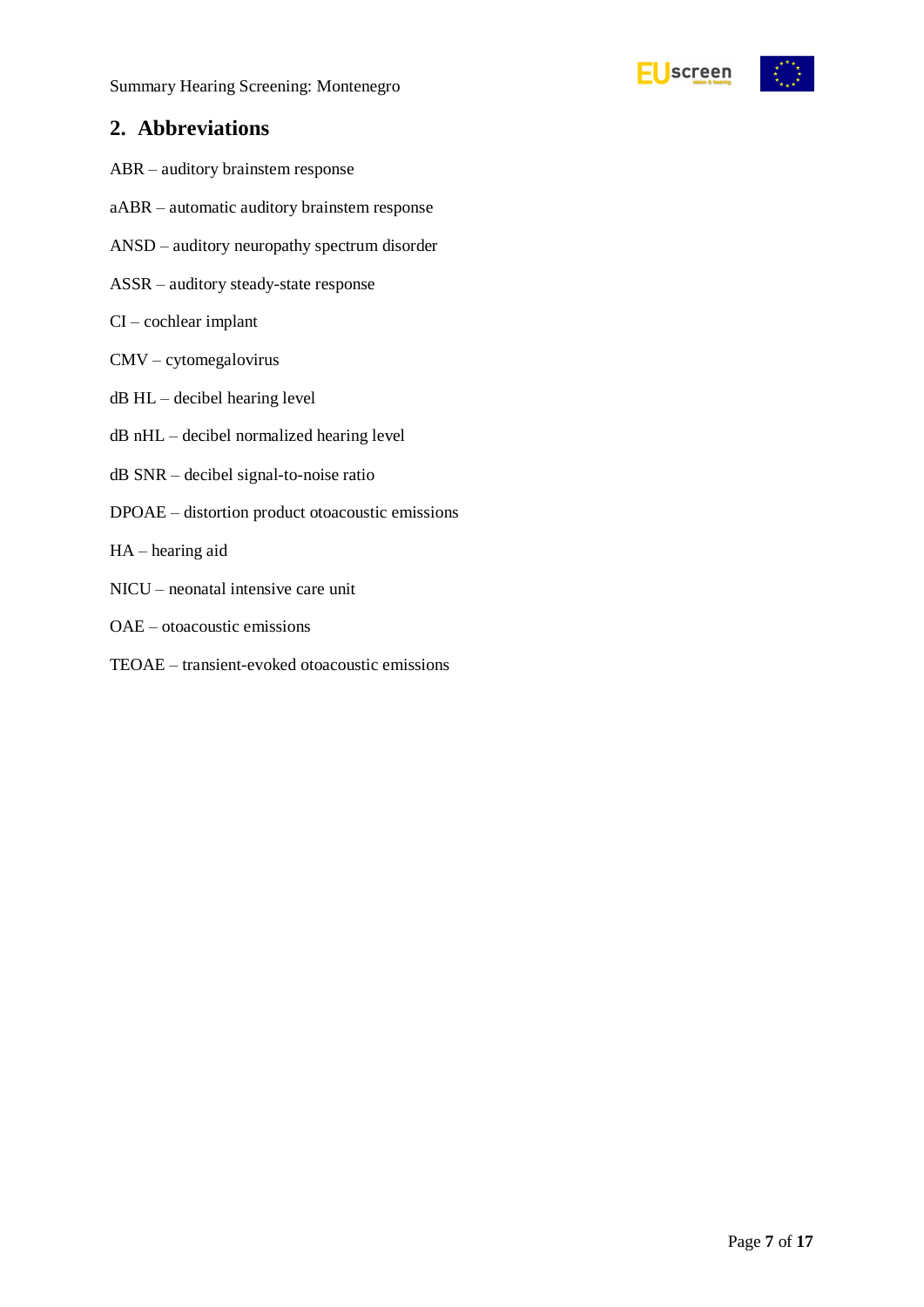## 2. Abbreviations

ABR – auditory brainstem response

aABR – automatic auditory brainstem response

ANSD – auditory neuropathy spectrum disorder

ASSR – auditory steady-state response

CI – cochlear implant

CMV – cytomegalovirus

dB HL – decibel hearing level

dB nHL – decibel normalized hearing level

dB SNR – decibel signal-to-noise ratio

DPOAE – distortion product otoacoustic emissions

HA – hearing aid

NICU – neonatal intensive care unit

OAE – otoacoustic emissions

TEOAE – transient-evoked otoacoustic emissions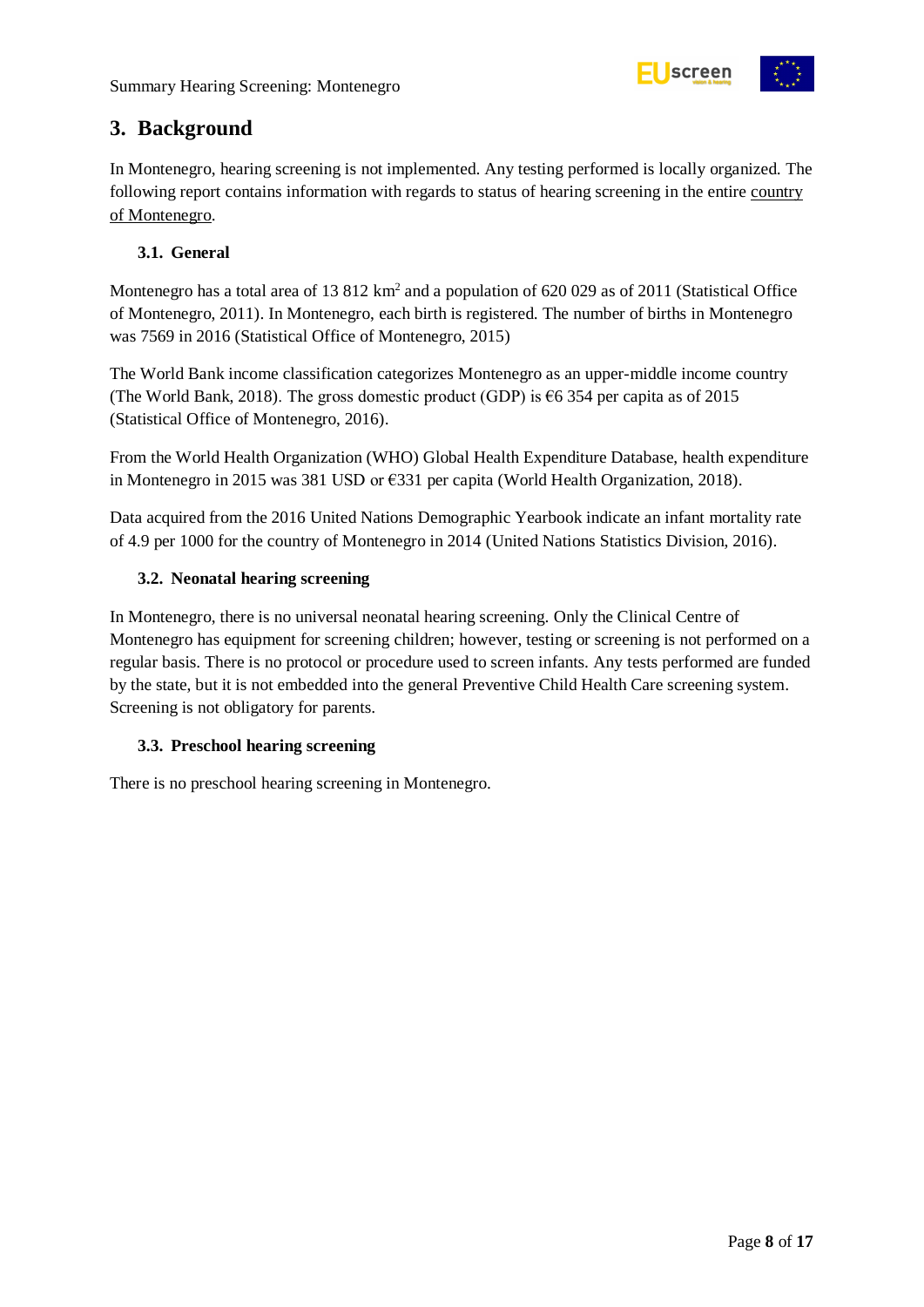# 3. Background

In Montenegro, hearing screening is not implemented. Any testing performed is locally organized. The following report contains information with regards to status of hearing screening in the entire country of Montenegro.

## 3.1. General

Montenegro has a total area of 13 812 km$^2$ and a population of 620 029 as of 2011 (Statistical Office of Montenegro, 2011). In Montenegro, each birth is registered. The number of births in Montenegro was 7569 in 2016 (Statistical Office of Montenegro, 2015)

The World Bank income classification categorizes Montenegro as an upper-middle income country (The World Bank, 2018). The gross domestic product (GDP) is €6 354 per capita as of 2015 (Statistical Office of Montenegro, 2016).

From the World Health Organization (WHO) Global Health Expenditure Database, health expenditure in Montenegro in 2015 was 381 USD or €331 per capita (World Health Organization, 2018).

Data acquired from the 2016 United Nations Demographic Yearbook indicate an infant mortality rate of 4.9 per 1000 for the country of Montenegro in 2014 (United Nations Statistics Division, 2016).

## 3.2. Neonatal hearing screening

In Montenegro, there is no universal neonatal hearing screening. Only the Clinical Centre of Montenegro has equipment for screening children; however, testing or screening is not performed on a regular basis. There is no protocol or procedure used to screen infants. Any tests performed are funded by the state, but it is not embedded into the general Preventive Child Health Care screening system. Screening is not obligatory for parents.

## 3.3. Preschool hearing screening

There is no preschool hearing screening in Montenegro.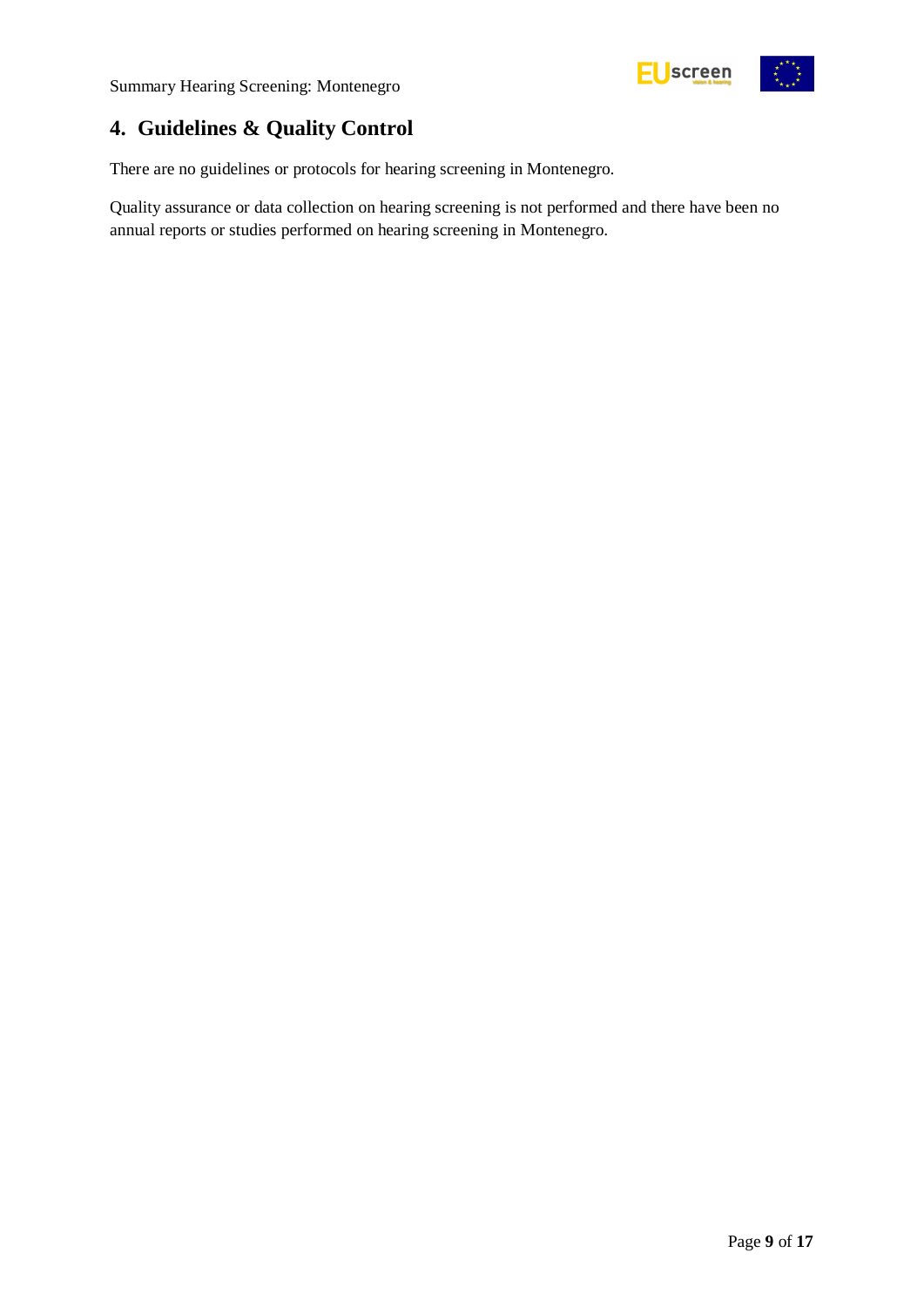## 4. Guidelines & Quality Control

There are no guidelines or protocols for hearing screening in Montenegro.

Quality assurance or data collection on hearing screening is not performed and there have been no annual reports or studies performed on hearing screening in Montenegro.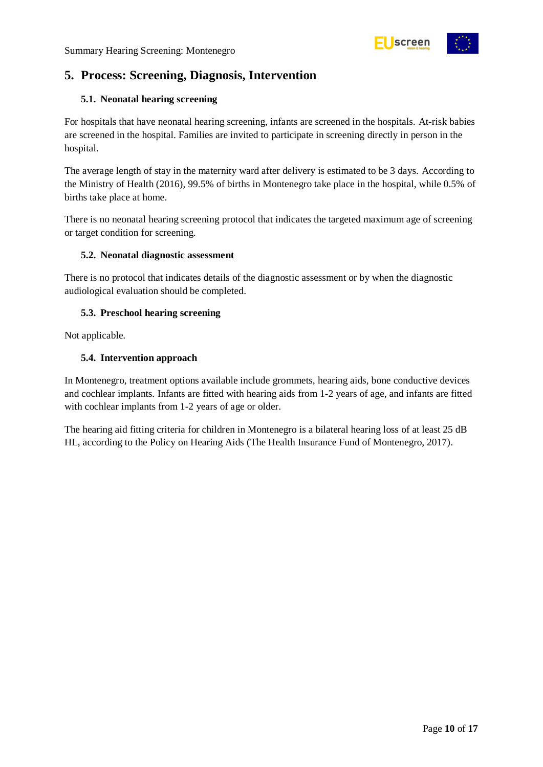## 5. Process: Screening, Diagnosis, Intervention

### 5.1. Neonatal hearing screening

For hospitals that have neonatal hearing screening, infants are screened in the hospitals. At-risk babies are screened in the hospital. Families are invited to participate in screening directly in person in the hospital.

The average length of stay in the maternity ward after delivery is estimated to be 3 days. According to the Ministry of Health (2016), 99.5% of births in Montenegro take place in the hospital, while 0.5% of births take place at home.

There is no neonatal hearing screening protocol that indicates the targeted maximum age of screening or target condition for screening.

### 5.2. Neonatal diagnostic assessment

There is no protocol that indicates details of the diagnostic assessment or by when the diagnostic audiological evaluation should be completed.

### 5.3. Preschool hearing screening

Not applicable.

### 5.4. Intervention approach

In Montenegro, treatment options available include grommets, hearing aids, bone conductive devices and cochlear implants. Infants are fitted with hearing aids from 1-2 years of age, and infants are fitted with cochlear implants from 1-2 years of age or older.

The hearing aid fitting criteria for children in Montenegro is a bilateral hearing loss of at least 25 dB HL, according to the Policy on Hearing Aids (The Health Insurance Fund of Montenegro, 2017).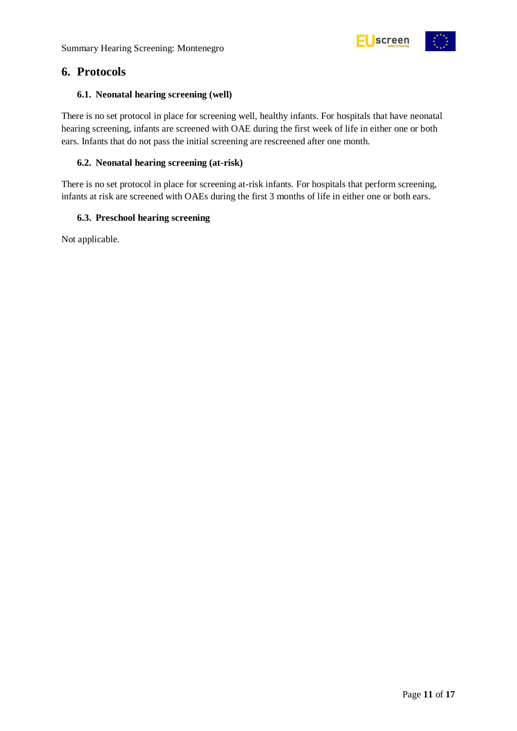# 6. Protocols

## 6.1. Neonatal hearing screening (well)

There is no set protocol in place for screening well, healthy infants. For hospitals that have neonatal hearing screening, infants are screened with OAE during the first week of life in either one or both ears. Infants that do not pass the initial screening are rescreened after one month.

## 6.2. Neonatal hearing screening (at-risk)

There is no set protocol in place for screening at-risk infants. For hospitals that perform screening, infants at risk are screened with OAEs during the first 3 months of life in either one or both ears.

## 6.3. Preschool hearing screening

Not applicable.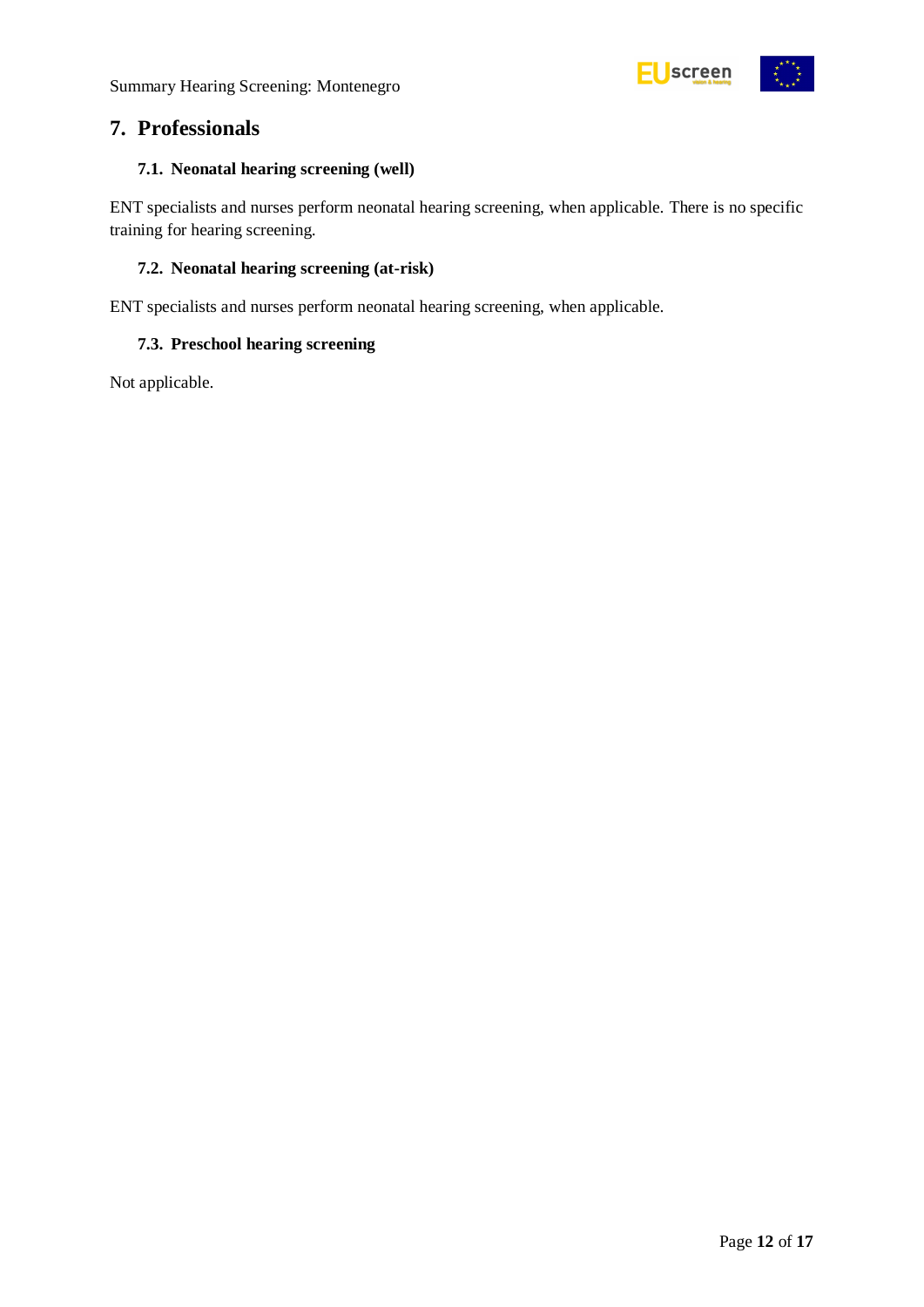## 7. Professionals

### 7.1. Neonatal hearing screening (well)

ENT specialists and nurses perform neonatal hearing screening, when applicable. There is no specific training for hearing screening.

### 7.2. Neonatal hearing screening (at-risk)

ENT specialists and nurses perform neonatal hearing screening, when applicable.

### 7.3. Preschool hearing screening

Not applicable.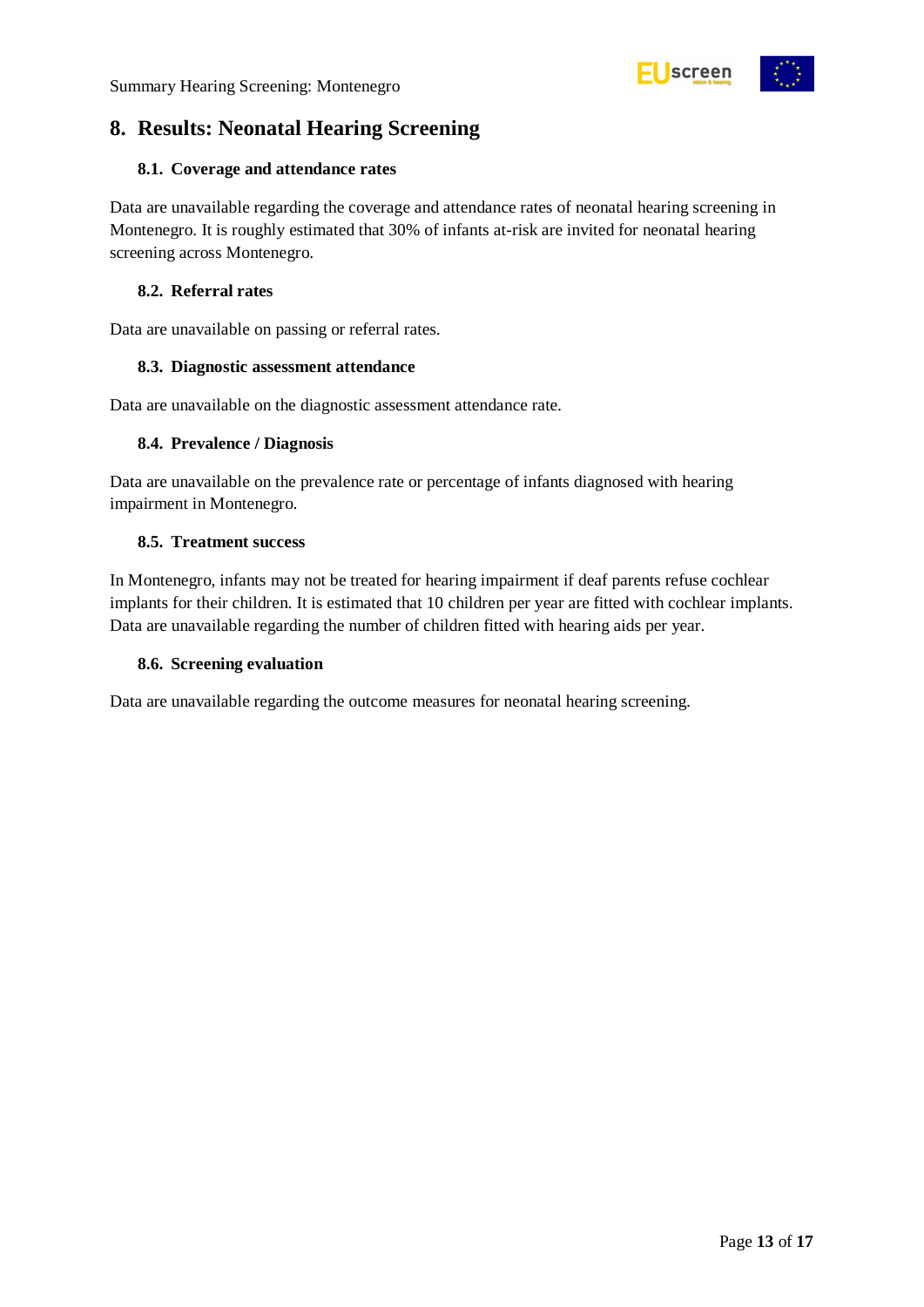## 8. Results: Neonatal Hearing Screening

### 8.1. Coverage and attendance rates

Data are unavailable regarding the coverage and attendance rates of neonatal hearing screening in Montenegro. It is roughly estimated that 30% of infants at-risk are invited for neonatal hearing screening across Montenegro.

### 8.2. Referral rates

Data are unavailable on passing or referral rates.

### 8.3. Diagnostic assessment attendance

Data are unavailable on the diagnostic assessment attendance rate.

### 8.4. Prevalence / Diagnosis

Data are unavailable on the prevalence rate or percentage of infants diagnosed with hearing impairment in Montenegro.

### 8.5. Treatment success

In Montenegro, infants may not be treated for hearing impairment if deaf parents refuse cochlear implants for their children. It is estimated that 10 children per year are fitted with cochlear implants. Data are unavailable regarding the number of children fitted with hearing aids per year.

### 8.6. Screening evaluation

Data are unavailable regarding the outcome measures for neonatal hearing screening.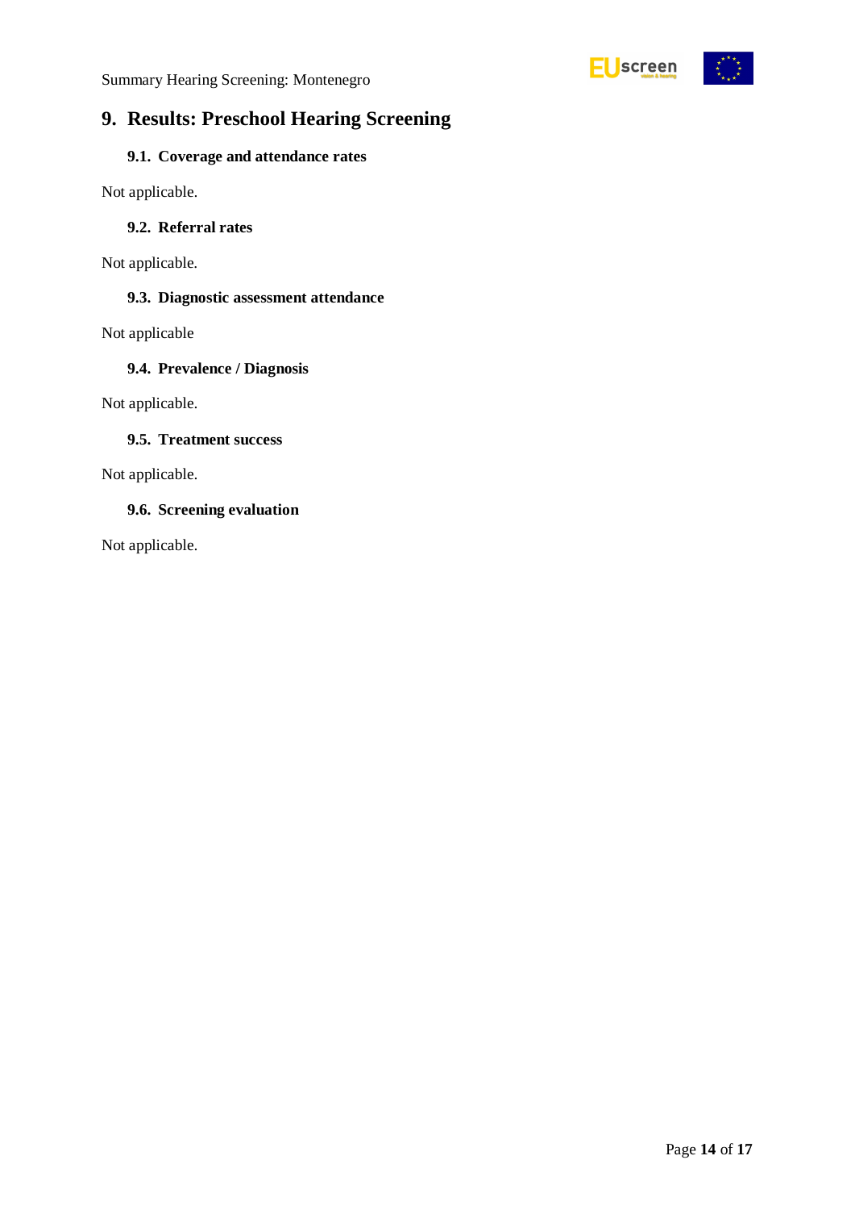# 9. Results: Preschool Hearing Screening

## 9.1. Coverage and attendance rates

Not applicable.

## 9.2. Referral rates

Not applicable.

## 9.3. Diagnostic assessment attendance

Not applicable

## 9.4. Prevalence / Diagnosis

Not applicable.

## 9.5. Treatment success

Not applicable.

## 9.6. Screening evaluation

Not applicable.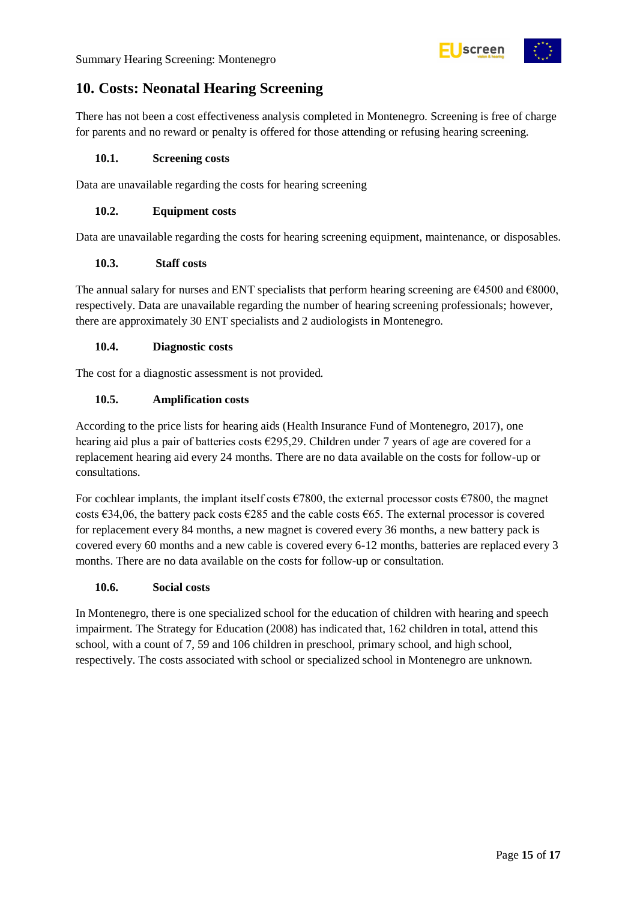## 10. Costs: Neonatal Hearing Screening

There has not been a cost effectiveness analysis completed in Montenegro. Screening is free of charge for parents and no reward or penalty is offered for those attending or refusing hearing screening.

### 10.1. Screening costs

Data are unavailable regarding the costs for hearing screening

### 10.2. Equipment costs

Data are unavailable regarding the costs for hearing screening equipment, maintenance, or disposables.

### 10.3. Staff costs

The annual salary for nurses and ENT specialists that perform hearing screening are €4500 and €8000, respectively. Data are unavailable regarding the number of hearing screening professionals; however, there are approximately 30 ENT specialists and 2 audiologists in Montenegro.

### 10.4. Diagnostic costs

The cost for a diagnostic assessment is not provided.

### 10.5. Amplification costs

According to the price lists for hearing aids (Health Insurance Fund of Montenegro, 2017), one hearing aid plus a pair of batteries costs €295,29. Children under 7 years of age are covered for a replacement hearing aid every 24 months. There are no data available on the costs for follow-up or consultations.

For cochlear implants, the implant itself costs €7800, the external processor costs €7800, the magnet costs €34,06, the battery pack costs €285 and the cable costs €65. The external processor is covered for replacement every 84 months, a new magnet is covered every 36 months, a new battery pack is covered every 60 months and a new cable is covered every 6-12 months, batteries are replaced every 3 months. There are no data available on the costs for follow-up or consultation.

### 10.6. Social costs

In Montenegro, there is one specialized school for the education of children with hearing and speech impairment. The Strategy for Education (2008) has indicated that, 162 children in total, attend this school, with a count of 7, 59 and 106 children in preschool, primary school, and high school, respectively. The costs associated with school or specialized school in Montenegro are unknown.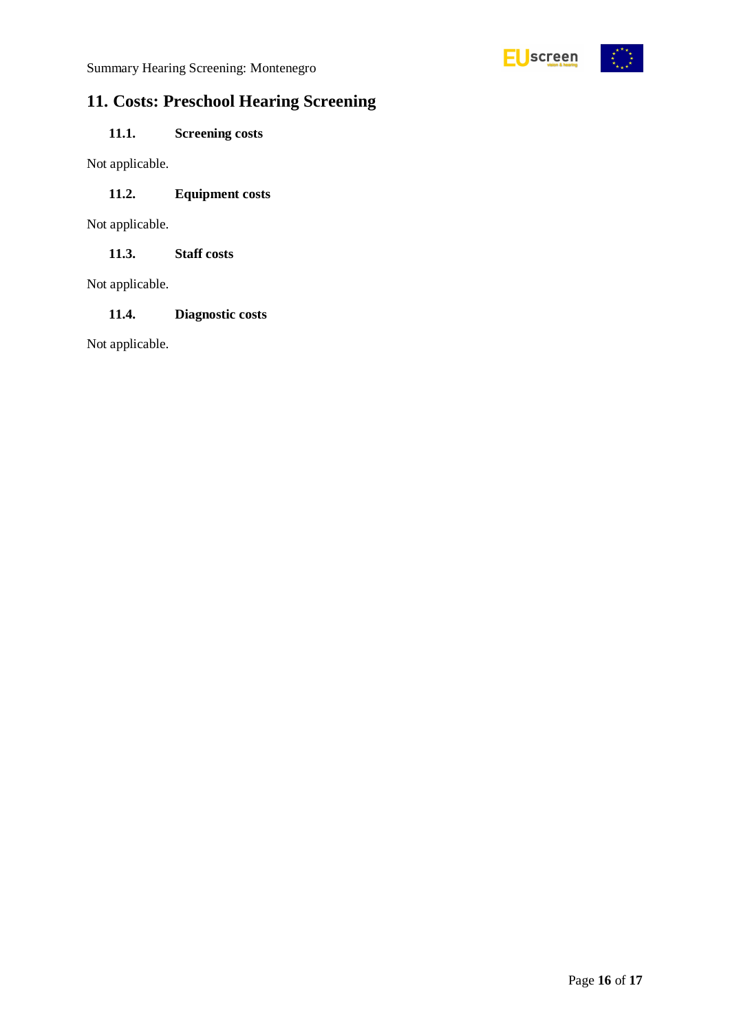## 11. Costs: Preschool Hearing Screening

### 11.1. Screening costs

Not applicable.

### 11.2. Equipment costs

Not applicable.

### 11.3. Staff costs

Not applicable.

### 11.4. Diagnostic costs

Not applicable.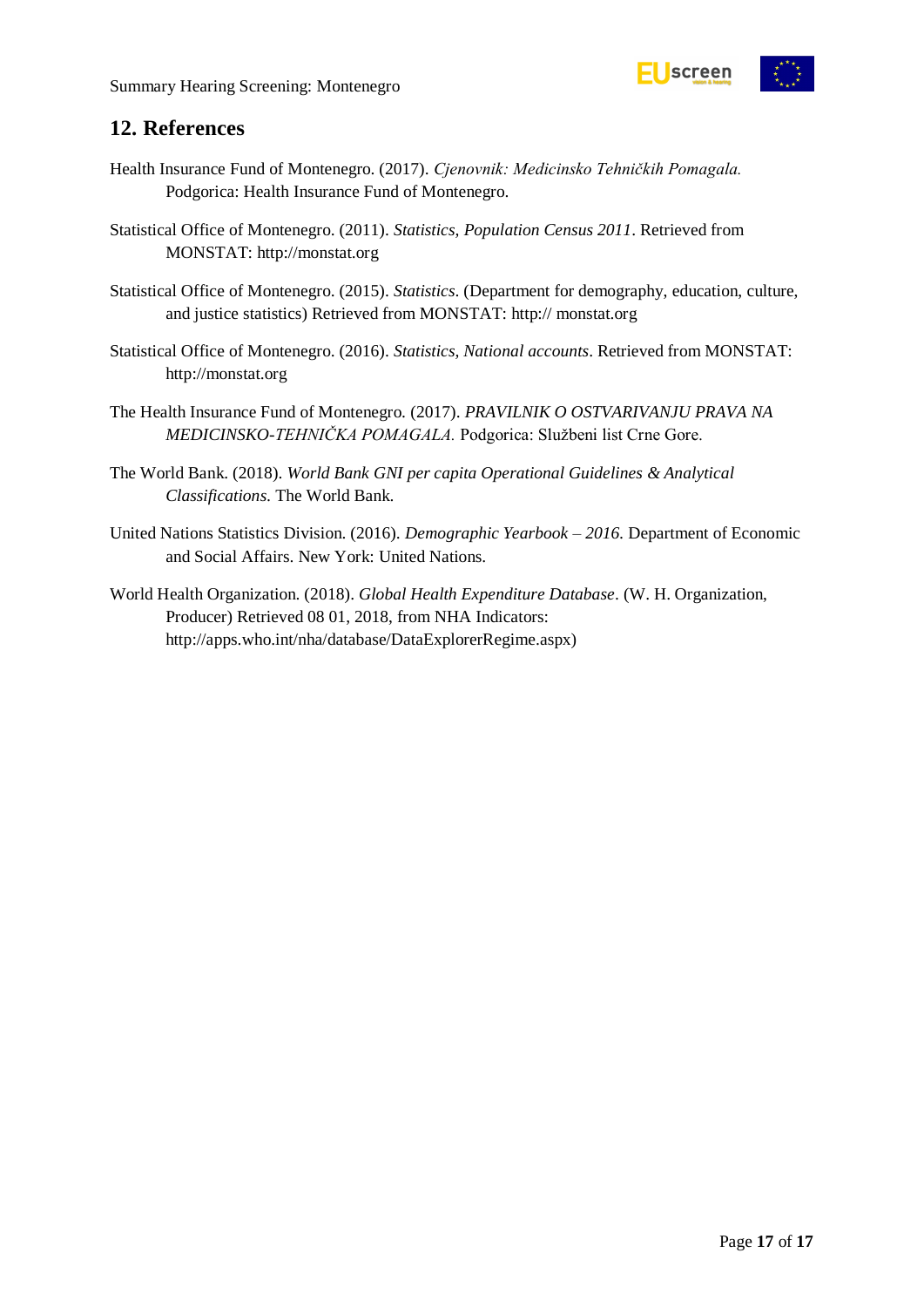## 12. References

Health Insurance Fund of Montenegro. (2017). *Cjenovnik: Medicinsko Tehničkih Pomagala.* Podgorica: Health Insurance Fund of Montenegro.

Statistical Office of Montenegro. (2011). *Statistics, Population Census 2011*. Retrieved from MONSTAT: http://monstat.org

Statistical Office of Montenegro. (2015). *Statistics*. (Department for demography, education, culture, and justice statistics) Retrieved from MONSTAT: http:// monstat.org

Statistical Office of Montenegro. (2016). *Statistics, National accounts*. Retrieved from MONSTAT: http://monstat.org

The Health Insurance Fund of Montenegro. (2017). *PRAVILNIK O OSTVARIVANJU PRAVA NA MEDICINSKO-TEHNIČKA POMAGALA.* Podgorica: Službeni list Crne Gore.

The World Bank. (2018). *World Bank GNI per capita Operational Guidelines & Analytical Classifications.* The World Bank.

United Nations Statistics Division. (2016). *Demographic Yearbook – 2016.* Department of Economic and Social Affairs. New York: United Nations.

World Health Organization. (2018). *Global Health Expenditure Database*. (W. H. Organization, Producer) Retrieved 08 01, 2018, from NHA Indicators: http://apps.who.int/nha/database/DataExplorerRegime.aspx)